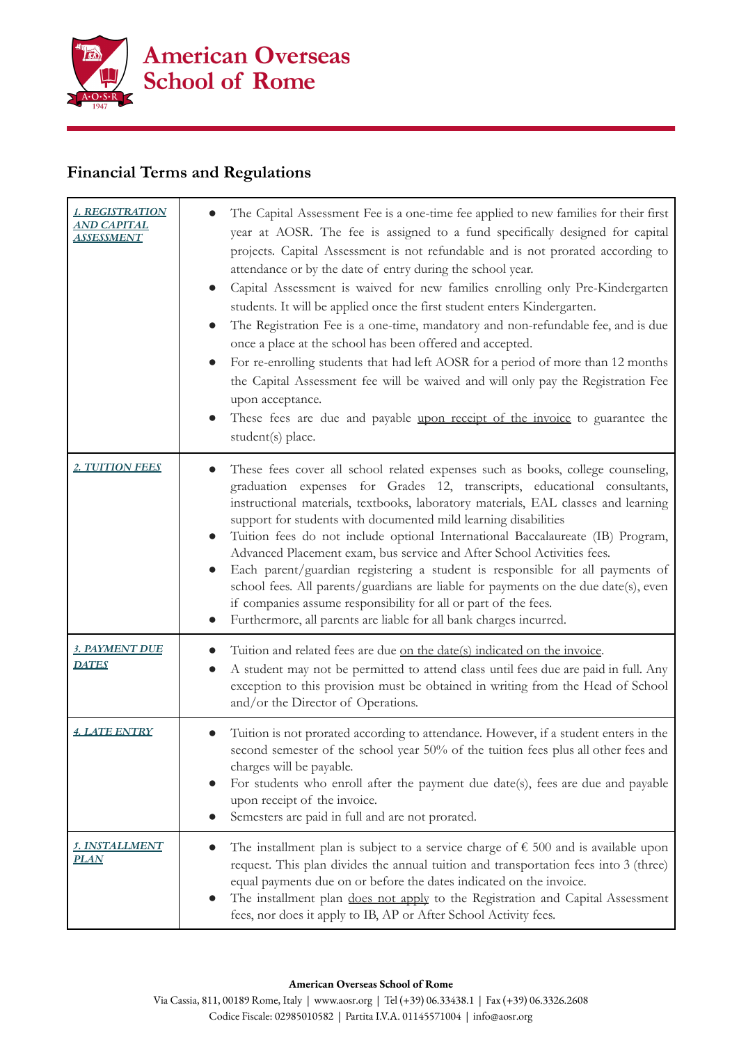# American Overseas School of Rome

## Financial Terms and Regulations

| | |
|---|---|
| ***1. REGISTRATION AND CAPITAL ASSESSMENT*** | • The Capital Assessment Fee is a one-time fee applied to new families for their first year at AOSR. The fee is assigned to a fund specifically designed for capital projects. Capital Assessment is not refundable and is not prorated according to attendance or by the date of entry during the school year.<br>• Capital Assessment is waived for new families enrolling only Pre-Kindergarten students. It will be applied once the first student enters Kindergarten.<br>• The Registration Fee is a one-time, mandatory and non-refundable fee, and is due once a place at the school has been offered and accepted.<br>• For re-enrolling students that had left AOSR for a period of more than 12 months the Capital Assessment fee will be waived and will only pay the Registration Fee upon acceptance.<br>• These fees are due and payable upon receipt of the invoice to guarantee the student(s) place. |
| ***2. TUITION FEES*** | • These fees cover all school related expenses such as books, college counseling, graduation expenses for Grades 12, transcripts, educational consultants, instructional materials, textbooks, laboratory materials, EAL classes and learning support for students with documented mild learning disabilities<br>• Tuition fees do not include optional International Baccalaureate (IB) Program, Advanced Placement exam, bus service and After School Activities fees.<br>• Each parent/guardian registering a student is responsible for all payments of school fees. All parents/guardians are liable for payments on the due date(s), even if companies assume responsibility for all or part of the fees.<br>• Furthermore, all parents are liable for all bank charges incurred. |
| ***3. PAYMENT DUE DATES*** | • Tuition and related fees are due on the date(s) indicated on the invoice.<br>• A student may not be permitted to attend class until fees due are paid in full. Any exception to this provision must be obtained in writing from the Head of School and/or the Director of Operations. |
| ***4. LATE ENTRY*** | • Tuition is not prorated according to attendance. However, if a student enters in the second semester of the school year 50% of the tuition fees plus all other fees and charges will be payable.<br>• For students who enroll after the payment due date(s), fees are due and payable upon receipt of the invoice.<br>• Semesters are paid in full and are not prorated. |
| ***5. INSTALLMENT PLAN*** | • The installment plan is subject to a service charge of € 500 and is available upon request. This plan divides the annual tuition and transportation fees into 3 (three) equal payments due on or before the dates indicated on the invoice.<br>• The installment plan does not apply to the Registration and Capital Assessment fees, nor does it apply to IB, AP or After School Activity fees. |

**American Overseas School of Rome**

Via Cassia, 811, 00189 Rome, Italy | www.aosr.org | Tel (+39) 06.33438.1 | Fax (+39) 06.3326.2608
Codice Fiscale: 02985010582 | Partita I.V.A. 01145571004 | info@aosr.org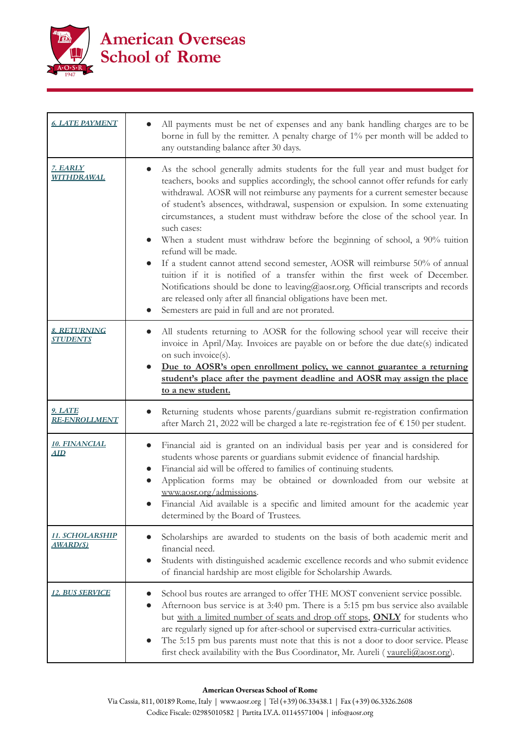| | |
|---|---|
| ***6. LATE PAYMENT*** | • All payments must be net of expenses and any bank handling charges are to be borne in full by the remitter. A penalty charge of 1% per month will be added to any outstanding balance after 30 days. |
| ***7. EARLY WITHDRAWAL*** | • As the school generally admits students for the full year and must budget for teachers, books and supplies accordingly, the school cannot offer refunds for early withdrawal. AOSR will not reimburse any payments for a current semester because of student's absences, withdrawal, suspension or expulsion. In some extenuating circumstances, a student must withdraw before the close of the school year. In such cases:<br>• When a student must withdraw before the beginning of school, a 90% tuition refund will be made.<br>• If a student cannot attend second semester, AOSR will reimburse 50% of annual tuition if it is notified of a transfer within the first week of December. Notifications should be done to leaving@aosr.org. Official transcripts and records are released only after all financial obligations have been met.<br>• Semesters are paid in full and are not prorated. |
| ***8. RETURNING STUDENTS*** | • All students returning to AOSR for the following school year will receive their invoice in April/May. Invoices are payable on or before the due date(s) indicated on such invoice(s).<br>• **Due to AOSR's open enrollment policy, we cannot guarantee a returning student's place after the payment deadline and AOSR may assign the place to a new student.** |
| ***9. LATE RE-ENROLLMENT*** | • Returning students whose parents/guardians submit re-registration confirmation after March 21, 2022 will be charged a late re-registration fee of € 150 per student. |
| ***10. FINANCIAL AID*** | • Financial aid is granted on an individual basis per year and is considered for students whose parents or guardians submit evidence of financial hardship.<br>• Financial aid will be offered to families of continuing students.<br>• Application forms may be obtained or downloaded from our website at www.aosr.org/admissions.<br>• Financial Aid available is a specific and limited amount for the academic year determined by the Board of Trustees. |
| ***11. SCHOLARSHIP AWARD(S)*** | • Scholarships are awarded to students on the basis of both academic merit and financial need.<br>• Students with distinguished academic excellence records and who submit evidence of financial hardship are most eligible for Scholarship Awards. |
| ***12. BUS SERVICE*** | • School bus routes are arranged to offer THE MOST convenient service possible.<br>• Afternoon bus service is at 3:40 pm. There is a 5:15 pm bus service also available but with a limited number of seats and drop off stops, **ONLY** for students who are regularly signed up for after-school or supervised extra-curricular activities.<br>• The 5:15 pm bus parents must note that this is not a door to door service. Please first check availability with the Bus Coordinator, Mr. Aureli ( vaureli@aosr.org). |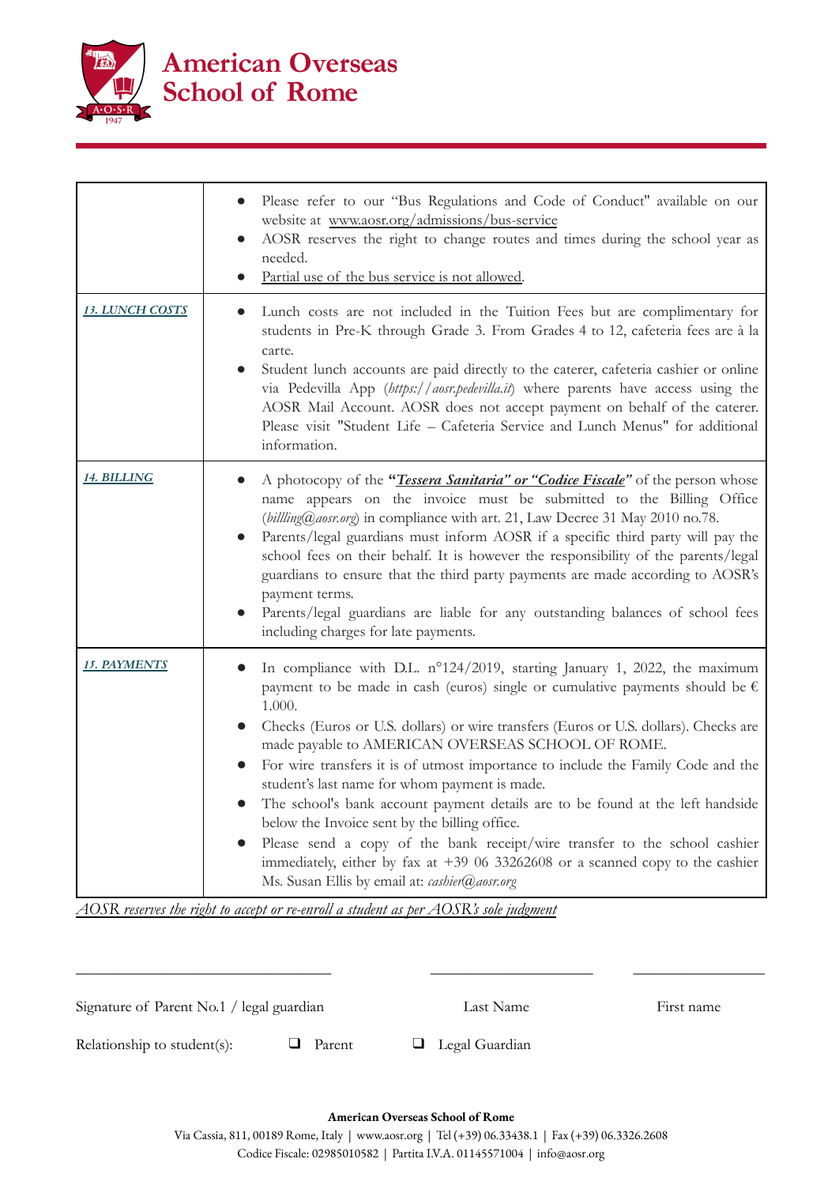# American Overseas School of Rome

| | |
|---|---|
| | • Please refer to our "Bus Regulations and Code of Conduct" available on our website at www.aosr.org/admissions/bus-service<br>• AOSR reserves the right to change routes and times during the school year as needed.<br>• Partial use of the bus service is not allowed. |
| ***13. LUNCH COSTS*** | • Lunch costs are not included in the Tuition Fees but are complimentary for students in Pre-K through Grade 3. From Grades 4 to 12, cafeteria fees are à la carte.<br>• Student lunch accounts are paid directly to the caterer, cafeteria cashier or online via Pedevilla App (*https://aosr.pedevilla.it*) where parents have access using the AOSR Mail Account. AOSR does not accept payment on behalf of the caterer. Please visit "Student Life – Cafeteria Service and Lunch Menus" for additional information. |
| ***14. BILLING*** | • A photocopy of the **"*Tessera Sanitaria" or "Codice Fiscale*"** of the person whose name appears on the invoice must be submitted to the Billing Office (*billling@aosr.org*) in compliance with art. 21, Law Decree 31 May 2010 no.78.<br>• Parents/legal guardians must inform AOSR if a specific third party will pay the school fees on their behalf. It is however the responsibility of the parents/legal guardians to ensure that the third party payments are made according to AOSR's payment terms.<br>• Parents/legal guardians are liable for any outstanding balances of school fees including charges for late payments. |
| ***15. PAYMENTS*** | • In compliance with D.L. n°124/2019, starting January 1, 2022, the maximum payment to be made in cash (euros) single or cumulative payments should be € 1.000.<br>• Checks (Euros or U.S. dollars) or wire transfers (Euros or U.S. dollars). Checks are made payable to AMERICAN OVERSEAS SCHOOL OF ROME.<br>• For wire transfers it is of utmost importance to include the Family Code and the student's last name for whom payment is made.<br>• The school's bank account payment details are to be found at the left handside below the Invoice sent by the billing office.<br>• Please send a copy of the bank receipt/wire transfer to the school cashier immediately, either by fax at +39 06 33262608 or a scanned copy to the cashier Ms. Susan Ellis by email at: *cashier@aosr.org* |

*AOSR reserves the right to accept or re-enroll a student as per AOSR's sole judgment*

\_\_\_\_\_\_\_\_\_\_\_\_\_\_\_\_\_\_\_\_\_\_\_\_\_\_\_\_\_\_ \_\_\_\_\_\_\_\_\_\_\_\_\_\_\_\_\_\_\_\_ \_\_\_\_\_\_\_\_\_\_\_\_\_\_\_\_\_\_

Signature of Parent No.1 / legal guardian Last Name First name

Relationship to student(s): ❑ Parent ❑ Legal Guardian

**American Overseas School of Rome**

Via Cassia, 811, 00189 Rome, Italy | www.aosr.org | Tel (+39) 06.33438.1 | Fax (+39) 06.3326.2608

Codice Fiscale: 02985010582 | Partita I.V.A. 01145571004 | info@aosr.org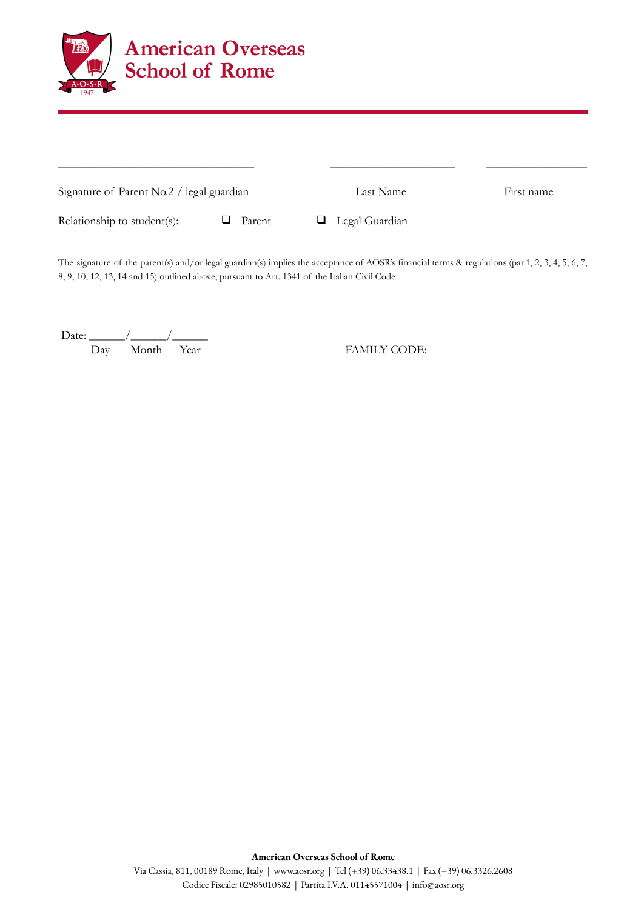American Overseas School of Rome

_______________________________ _____________________ _________________

Signature of Parent No.2 / legal guardian Last Name First name

Relationship to student(s): ❑ Parent ❑ Legal Guardian

The signature of the parent(s) and/or legal guardian(s) implies the acceptance of AOSR's financial terms & regulations (par.1, 2, 3, 4, 5, 6, 7, 8, 9, 10, 12, 13, 14 and 15) outlined above, pursuant to Art. 1341 of the Italian Civil Code

Date: ______/______/______
Day Month Year

FAMILY CODE:

**American Overseas School of Rome**
Via Cassia, 811, 00189 Rome, Italy | www.aosr.org | Tel (+39) 06.33438.1 | Fax (+39) 06.3326.2608
Codice Fiscale: 02985010582 | Partita I.V.A. 01145571004 | info@aosr.org